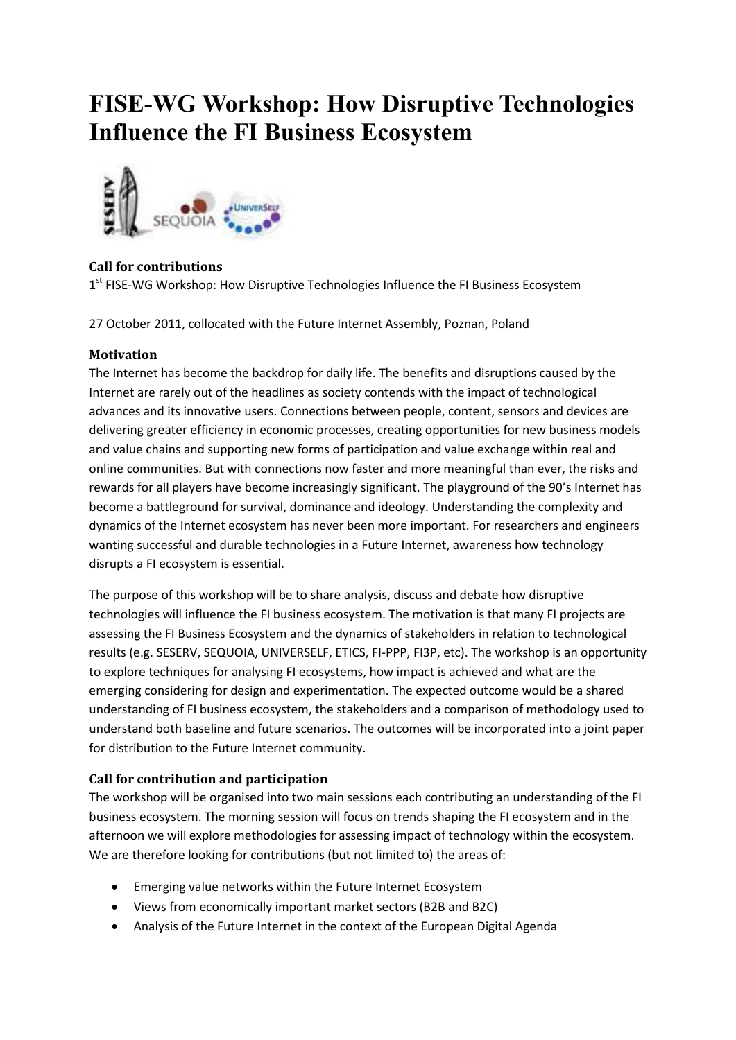# FISE-WG Workshop: How Disruptive Technologies Influence the FI Business Ecosystem

### Call for contributions

1st FISE-WG Workshop: How Disruptive Technologies Influence the FI Business Ecosystem

27 October 2011, collocated with the Future Internet Assembly, Poznan, Poland

### Motivation

The Internet has become the backdrop for daily life. The benefits and disruptions caused by the Internet are rarely out of the headlines as society contends with the impact of technological advances and its innovative users. Connections between people, content, sensors and devices are delivering greater efficiency in economic processes, creating opportunities for new business models and value chains and supporting new forms of participation and value exchange within real and online communities. But with connections now faster and more meaningful than ever, the risks and rewards for all players have become increasingly significant. The playground of the 90's Internet has become a battleground for survival, dominance and ideology. Understanding the complexity and dynamics of the Internet ecosystem has never been more important. For researchers and engineers wanting successful and durable technologies in a Future Internet, awareness how technology disrupts a FI ecosystem is essential.

The purpose of this workshop will be to share analysis, discuss and debate how disruptive technologies will influence the FI business ecosystem. The motivation is that many FI projects are assessing the FI Business Ecosystem and the dynamics of stakeholders in relation to technological results (e.g. SESERV, SEQUOIA, UNIVERSELF, ETICS, FI-PPP, FI3P, etc). The workshop is an opportunity to explore techniques for analysing FI ecosystems, how impact is achieved and what are the emerging considering for design and experimentation. The expected outcome would be a shared understanding of FI business ecosystem, the stakeholders and a comparison of methodology used to understand both baseline and future scenarios. The outcomes will be incorporated into a joint paper for distribution to the Future Internet community.

### Call for contribution and participation

The workshop will be organised into two main sessions each contributing an understanding of the FI business ecosystem. The morning session will focus on trends shaping the FI ecosystem and in the afternoon we will explore methodologies for assessing impact of technology within the ecosystem. We are therefore looking for contributions (but not limited to) the areas of:

- Emerging value networks within the Future Internet Ecosystem
- Views from economically important market sectors (B2B and B2C)
- Analysis of the Future Internet in the context of the European Digital Agenda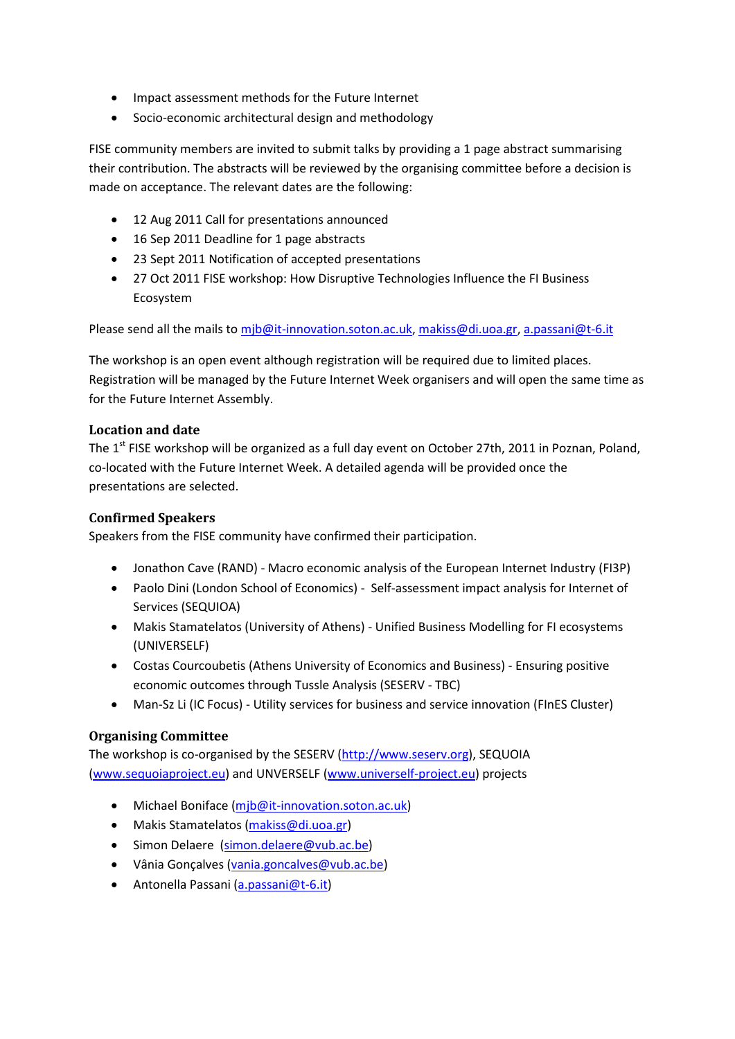- Impact assessment methods for the Future Internet
- Socio-economic architectural design and methodology

FISE community members are invited to submit talks by providing a 1 page abstract summarising their contribution. The abstracts will be reviewed by the organising committee before a decision is made on acceptance. The relevant dates are the following:

- 12 Aug 2011 Call for presentations announced
- 16 Sep 2011 Deadline for 1 page abstracts
- 23 Sept 2011 Notification of accepted presentations
- 27 Oct 2011 FISE workshop: How Disruptive Technologies Influence the FI Business Ecosystem

Please send all the mails to mjb@it-innovation.soton.ac.uk, makiss@di.uoa.gr, a.passani@t-6.it

The workshop is an open event although registration will be required due to limited places. Registration will be managed by the Future Internet Week organisers and will open the same time as for the Future Internet Assembly.

### Location and date

The 1st FISE workshop will be organized as a full day event on October 27th, 2011 in Poznan, Poland, co-located with the Future Internet Week. A detailed agenda will be provided once the presentations are selected.

### Confirmed Speakers

Speakers from the FISE community have confirmed their participation.

- Jonathon Cave (RAND) - Macro economic analysis of the European Internet Industry (FI3P)
- Paolo Dini (London School of Economics) - Self-assessment impact analysis for Internet of Services (SEQUIOA)
- Makis Stamatelatos (University of Athens) - Unified Business Modelling for FI ecosystems (UNIVERSELF)
- Costas Courcoubetis (Athens University of Economics and Business) - Ensuring positive economic outcomes through Tussle Analysis (SESERV - TBC)
- Man-Sz Li (IC Focus) - Utility services for business and service innovation (FInES Cluster)

### Organising Committee

The workshop is co-organised by the SESERV (http://www.seserv.org), SEQUOIA (www.sequoiaproject.eu) and UNVERSELF (www.univerself-project.eu) projects

- Michael Boniface (mjb@it-innovation.soton.ac.uk)
- Makis Stamatelatos (makiss@di.uoa.gr)
- Simon Delaere (simon.delaere@vub.ac.be)
- Vânia Gonçalves (vania.goncalves@vub.ac.be)
- Antonella Passani (a.passani@t-6.it)